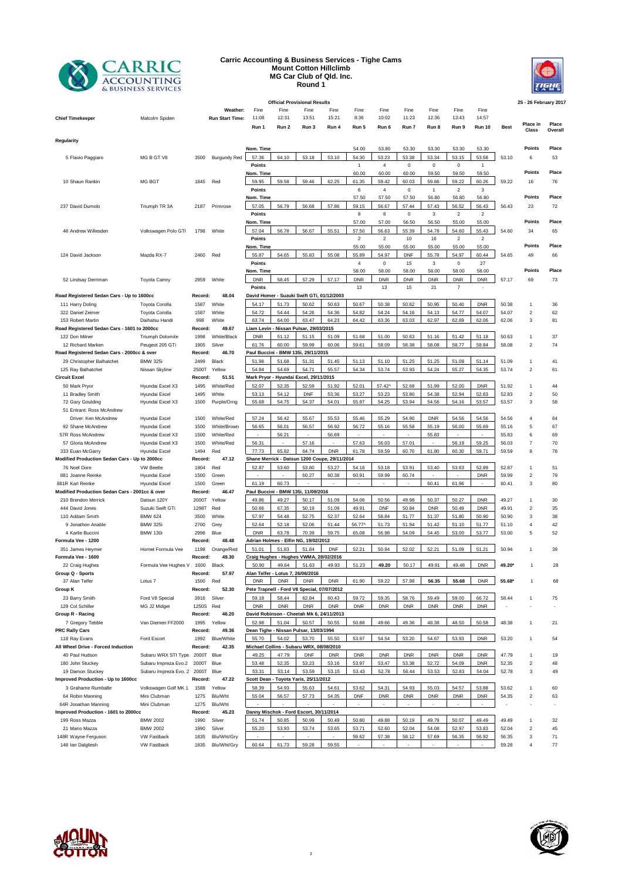# Carric Accounting & Business Services - Tighe Cams
## Mount Cotton Hillclimb
## MG Car Club of Qld. Inc.
## Round 1

**Official Provisional Results** — 25 - 26 February 2017

| | | | Weather: | Fine | Fine | Fine | Fine | Fine | Fine | Fine | Fine | Fine | Fine | | | |
|---|---|---|---|---|---|---|---|---|---|---|---|---|---|---|---|---|
| **Chief Timekeeper** | Malcolm Spiden | | **Run Start Time:** | 11:08 | 12:31 | 13:51 | 15:21 | 8:36 | 10:02 | 11:23 | 12:36 | 13:43 | 14:57 | | | |
| | | | | **Run 1** | **Run 2** | **Run 3** | **Run 4** | **Run 5** | **Run 6** | **Run 7** | **Run 8** | **Run 9** | **Run 10** | **Best** | **Place in Class** | **Place Overall** |
| **Regularity** | | | | | | | | | | | | | | | | |
| | | | | **Nom. Time** | | | | 54.00 | 53.80 | 53.30 | 53.30 | 53.30 | 53.30 | | **Points** | **Place** |
| 5 Flavio Paggiaro | MG B GT V8 | 3500 | Burgundy Red | 57.36 | 64.10 | 53.18 | 53.10 | 54.30 | 53.23 | 53.38 | 53.34 | 53.15 | 53.58 | 53.10 | 6 | 53 |
| | | | | **Points** | | | | 1 | 4 | 0 | 0 | 0 | 1 | | | |
| | | | | **Nom. Time** | | | | 60.00 | 60.00 | 60.00 | 59.50 | 59.50 | 59.50 | | **Points** | **Place** |
| 10 Shaun Rankin | MG BGT | 1845 | Red | 59.95 | 59.58 | 59.46 | 62.25 | 61.35 | 59.42 | 60.03 | 59.86 | 59.22 | 60.26 | 59.22 | 16 | 76 |
| | | | | **Points** | | | | 6 | 4 | 0 | 1 | 2 | 3 | | | |
| | | | | **Nom. Time** | | | | 57.50 | 57.50 | 57.50 | 56.80 | 56.80 | 56.80 | | **Points** | **Place** |
| 237 David Dumolo | Triumph TR 3A | 2187 | Primrose | 57.05 | 56.79 | 56.68 | 57.86 | 59.15 | 56.67 | 57.44 | 57.43 | 56.52 | 56.43 | 56.43 | 23 | 72 |
| | | | | **Points** | | | | 8 | 8 | 0 | 3 | 2 | 2 | | | |
| | | | | **Nom. Time** | | | | 57.00 | 57.00 | 56.50 | 56.50 | 55.00 | 55.00 | | **Points** | **Place** |
| 48 Andrew Willesden | Volkswagen Polo GTI | 1798 | White | 57.04 | 56.78 | 56.67 | 55.51 | 57.50 | 56.63 | 55.39 | 54.78 | 54.60 | 55.43 | 54.60 | 34 | 65 |
| | | | | **Points** | | | | 2 | 2 | 10 | 16 | 2 | 2 | | | |
| | | | | **Nom. Time** | | | | 55.00 | 55.00 | 55.00 | 55.00 | 55.00 | 55.00 | | **Points** | **Place** |
| 124 David Jackson | Mazda RX-7 | 2460 | Red | 55.87 | 54.65 | 55.83 | 55.08 | 55.89 | 54.97 | DNF | 55.78 | 54.97 | 60.44 | 54.65 | 49 | 66 |
| | | | | **Points** | | | | 4 | 0 | 15 | 3 | 0 | 27 | | | |
| | | | | **Nom. Time** | | | | 58.00 | 58.00 | 58.00 | 58.00 | 58.00 | 58.00 | | **Points** | **Place** |
| 52 Lindsay Derriman | Toyota Camry | 2959 | White | DNR | 58.45 | 57.29 | 57.17 | DNR | DNR | DNR | DNR | DNR | DNR | 57.17 | 69 | 73 |
| | | | | **Points** | | | | 13 | 13 | 15 | 21 | 7 | - | | | |
| **Road Registered Sedan Cars - Up to 1600cc** | | **Record:** | **48.04** | **David Homer - Suzuki Swift GTi, 01/12/2003** | | | | | | | | | | | | |
| 111 Harry Doling | Toyota Corolla | 1587 | White | 54.17 | 51.73 | 50.62 | 50.63 | 50.67 | 50.38 | 50.62 | 50.95 | 50.40 | DNR | 50.38 | 1 | 36 |
| 322 Daniel Zeimer | Toyota Corolla | 1587 | White | 54.72 | 54.44 | 54.26 | 54.36 | 54.82 | 54.24 | 54.16 | 54.13 | 54.77 | 54.07 | 54.07 | 2 | 62 |
| 153 Robert Martin | Daihatsu Handi | 998 | White | 63.74 | 64.00 | 63.47 | 64.23 | 64.42 | 63.36 | 63.03 | 62.97 | 62.69 | 62.06 | 62.06 | 3 | 81 |
| **Road Registered Sedan Cars - 1601 to 2000cc** | | **Record:** | **49.67** | **Liam Levin - Nissan Pulsar, 29/03/2015** | | | | | | | | | | | | |
| 122 Don Milner | Triumph Dolomite | 1998 | White/Black | DNR | 51.12 | 51.15 | 51.09 | 51.68 | 51.00 | 50.63 | 51.16 | 51.42 | 51.18 | 50.63 | 1 | 37 |
| 12 Richard Marken | Peugeot 205 GTi | 1905 | Silver | 61.76 | 60.00 | 59.99 | 60.06 | 59.61 | 58.09 | 58.38 | 58.08 | 58.77 | 58.84 | 58.08 | 2 | 74 |
| **Road Registered Sedan Cars - 2000cc & over** | | **Record:** | **46.70** | **Paul Buccini - BMW 135i, 29/11/2015** | | | | | | | | | | | | |
| 29 Christopher Balhatchet | BMW 325i | 2499 | Black | 51.98 | 51.68 | 51.31 | 51.45 | 51.13 | 51.10 | 51.25 | 51.25 | 51.09 | 51.14 | 51.09 | 1 | 41 |
| 125 Ray Balhatchet | Nissan Skyline | 2500T | Yellow | 54.84 | 54.69 | 54.71 | 55.57 | 54.34 | 53.74 | 53.93 | 54.24 | 55.27 | 54.35 | 53.74 | 2 | 61 |
| **Circuit Excel** | | **Record:** | **51.51** | **Mark Pryor - Hyundai Excel, 29/11/2015** | | | | | | | | | | | | |
| 50 Mark Pryor | Hyundai Excel X3 | 1495 | White/Red | 52.07 | 52.35 | 52.59 | 51.92 | 52.01 | 57.42^ | 52.68 | 51.99 | 52.00 | DNR | 51.92 | 1 | 44 |
| 11 Bradley Smith | Hyundai Excel | 1495 | White | 53.13 | 54.12 | DNF | 53.36 | 53.27 | 53.23 | 53.80 | 54.38 | 52.94 | 52.83 | 52.83 | 2 | 50 |
| 72 Gary Goulding | Hyundai Excel X3 | 1500 | Purple/Orng | 55.68 | 54.75 | 54.37 | 54.01 | 55.97 | 54.25 | 53.94 | 54.56 | 54.16 | 53.57 | 53.57 | 3 | 58 |
| 51 Entrant: Ross McAndrew | | | | | | | | | | | | | | | | |
| Driver: Ken McAndrew | Hyundai Excel | 1500 | White/Red | 57.24 | 56.42 | 55.67 | 55.53 | 55.46 | 55.29 | 54.90 | DNR | 54.56 | 54.56 | 54.56 | 4 | 64 |
| 92 Shane McAndrew | Hyundai Excel | 1500 | White/Brown | 56.65 | 56.01 | 56.57 | 56.92 | 56.72 | 55.16 | 55.58 | 55.19 | 56.00 | 55.69 | 55.16 | 5 | 67 |
| 57R Ross McAndrew | Hyundai Excel X3 | 1500 | White/Red | - | 56.21 | - | 56.69 | - | - | - | 55.83 | - | - | 55.83 | 6 | 69 |
| 57 Gloria McAndrew | Hyundai Excel X3 | 1500 | White/Red | 56.31 | - | 57.16 | - | 57.63 | 56.03 | 57.01 | - | 56.19 | 59.25 | 56.03 | 7 | 70 |
| 333 Euan McGarry | Hyundai Excel | 1494 | Red | 77.73 | 65.82 | 64.74 | DNR | 61.78 | 59.59 | 60.70 | 61.80 | 60.30 | 59.71 | 59.59 | 8 | 78 |
| **Modified Production Sedan Cars - Up to 2000cc** | | **Record:** | **47.12** | **Shane Merrick - Datsun 1200 Coupe, 29/11/2014** | | | | | | | | | | | | |
| 76 Noel Dore | VW Beetle | 1904 | Red | 52.87 | 53.60 | 53.80 | 53.27 | 54.16 | 53.18 | 53.91 | 53.40 | 53.63 | 52.89 | 52.87 | 1 | 51 |
| 881 Joanne Reinke | Hyundai Excel | 1500 | Green | - | - | 60.27 | 60.38 | 60.91 | 59.99 | 60.74 | - | - | DNR | 59.99 | 2 | 79 |
| 881R Karl Reinke | Hyundai Excel | 1500 | Green | 61.19 | 60.73 | - | - | - | - | - | 60.41 | 61.96 | - | 60.41 | 3 | 80 |
| **Modified Production Sedan Cars - 2001cc & over** | | **Record:** | **46.47** | **Paul Buccini - BMW 135i, 11/09/2016** | | | | | | | | | | | | |
| 210 Brendon Merrick | Datsun 120Y | 2000T | Yellow | 49.86 | 49.27 | 50.17 | 51.09 | 54.06 | 50.56 | 49.98 | 50.37 | 50.27 | DNR | 49.27 | 1 | 30 |
| 444 David Jones | Suzuki Swift GTi | 1298T | Red | 50.66 | 67.35 | 50.19 | 51.09 | 49.91 | DNF | 50.84 | DNR | 50.49 | DNR | 49.91 | 2 | 35 |
| 110 Addam Smith | BMW 624 | 3500 | White | 57.97 | 54.48 | 52.75 | 52.37 | 52.64 | 58.84 | 51.77 | 51.37 | 51.80 | 50.90 | 50.90 | 3 | 38 |
| 9 Jonathon Anable | BMW 325i | 2700 | Grey | 52.64 | 52.18 | 52.06 | 51.44 | 56.77^ | 51.73 | 51.94 | 51.42 | 51.10 | 51.77 | 51.10 | 4 | 42 |
| 4 Karlie Buccini | BMW 130i | 2996 | Blue | DNR | 63.78 | 70.39 | 59.75 | 65.08 | 56.98 | 54.09 | 54.45 | 53.00 | 53.77 | 53.00 | 5 | 52 |
| **Formula Vee - 1200** | | **Record:** | **48.48** | **Adrian Holmes - Elfin NG, 19/02/2012** | | | | | | | | | | | | |
| 351 James Heymer | Hornet Formula Vee | 1198 | Orange/Red | 51.01 | 51.83 | 51.84 | DNF | 52.21 | 50.94 | 52.02 | 52.21 | 51.09 | 51.21 | 50.94 | 1 | 39 |
| **Formula Vee - 1600** | | **Record:** | **49.30** | **Craig Hughes - Hughes VWMA, 28/02/2016** | | | | | | | | | | | | |
| 22 Craig Hughes | Formula Vee Hughes V | 1600 | Black | 50.90 | 49.64 | 51.63 | 49.93 | 51.23 | **49.20** | 50.17 | 49.91 | 49.48 | DNR | **49.20*** | 1 | 28 |
| **Group Q - Sports** | | **Record:** | **57.97** | **Alan Telfer - Lotus 7, 26/06/2016** | | | | | | | | | | | | |
| 37 Alan Telfer | Lotus 7 | 1500 | Red | DNR | DNR | DNR | DNR | 61.90 | 59.22 | 57.98 | **56.35** | **55.68** | DNR | **55.68*** | 1 | 68 |
| **Group K** | | **Record:** | **52.30** | **Pete Trapnell - Ford V8 Special, 07/07/2012** | | | | | | | | | | | | |
| 23 Barry Smith | Ford V8 Special | 3916 | Silver | 59.18 | 58.44 | 62.84 | 60.43 | 59.72 | 59.35 | 58.76 | 59.49 | 59.00 | 66.72 | 58.44 | 1 | 75 |
| 129 Col Schiller | MG J2 Midget | 1250S | Red | DNR | DNR | DNR | DNR | DNR | DNR | DNR | DNR | DNR | DNR | - | - | - |
| **Group R - Racing** | | **Record:** | **46.20** | **David Robinson - Cheetah Mk 6, 24/11/2013** | | | | | | | | | | | | |
| 7 Gregory Tebble | Van Diemen FF2000 | 1995 | Yellow | 52.98 | 51.04 | 50.57 | 50.55 | 50.88 | 49.66 | 49.36 | 48.38 | 48.50 | 50.58 | 48.38 | 1 | 21 |
| **PRC Rally Cars** | | **Record:** | **49.36** | **Dean Tighe - Nissan Pulsar, 13/03/1994** | | | | | | | | | | | | |
| 118 Ray Evans | Ford Escort | 1992 | Blue/White | 55.70 | 54.02 | 53.70 | 55.50 | 53.97 | 54.54 | 53.20 | 54.67 | 53.93 | DNR | 53.20 | 1 | 54 |
| **All Wheel Drive - Forced Induction** | | **Record:** | **42.35** | **Michael Collins - Subaru WRX, 08/08/2010** | | | | | | | | | | | | |
| 40 Paul Hudson | Subaru WRX STI Type | 2000T | Blue | 49.25 | 47.79 | DNF | DNR | DNR | DNR | DNR | DNR | DNR | DNR | 47.79 | 1 | 19 |
| 180 John Stuckey | Subaru Impreza Evo.2 | 2000T | Blue | 53.48 | 52.35 | 53.23 | 53.16 | 53.97 | 53.47 | 53.38 | 52.72 | 54.09 | DNR | 52.35 | 2 | 48 |
| 19 Damon Stuckey | Subaru Impreza Evo. 2 | 2000T | Blue | 53.31 | 53.14 | 53.59 | 53.15 | 53.43 | 52.78 | 56.44 | 53.53 | 52.83 | 54.04 | 52.78 | 3 | 49 |
| **Improved Production - Up to 1600cc** | | **Record:** | **47.22** | **Scott Dean - Toyota Yaris, 25/11/2012** | | | | | | | | | | | | |
| 3 Grahame Rumballe | Volkswagen Golf MK 1 | 1588 | Yellow | 58.39 | 54.93 | 55.63 | 54.61 | 53.62 | 54.31 | 54.93 | 55.03 | 54.57 | 53.88 | 53.62 | 1 | 60 |
| 64 Robin Manning | Mini Clubman | 1275 | Blu/Wht | 55.04 | 56.57 | 57.73 | 54.35 | DNF | DNR | DNR | DNR | DNR | DNR | 54.35 | 2 | 63 |
| 64R Jonathan Manning | Mini Clubman | 1275 | Blu/Wht | - | - | - | - | - | - | - | - | - | - | - | - | - |
| **Improved Production - 1601 to 2000cc** | | **Record:** | **45.23** | **Danny Mischok - Ford Escort, 30/11/2014** | | | | | | | | | | | | |
| 199 Ross Mazza | BMW 2002 | 1990 | Silver | 51.74 | 50.85 | 50.99 | 50.49 | 50.80 | 49.88 | 50.19 | 49.79 | 50.07 | 49.49 | 49.49 | 1 | 32 |
| 21 Mario Mazza | BMW 2002 | 1990 | Silver | 55.20 | 53.93 | 53.74 | 53.65 | 53.71 | 52.60 | 52.04 | 54.08 | 52.97 | 53.83 | 52.04 | 2 | 45 |
| 148R Wayne Ferguson | VW Fastback | 1835 | Blu/Wht/Gry | - | - | - | - | 59.62 | 57.38 | 58.12 | 57.69 | 56.35 | 56.92 | 56.35 | 3 | 71 |
| 148 Ian Dalgliesh | VW Fastback | 1835 | Blu/Wht/Gry | 60.64 | 61.73 | 59.28 | 59.55 | - | - | - | - | - | - | 59.28 | 4 | 77 |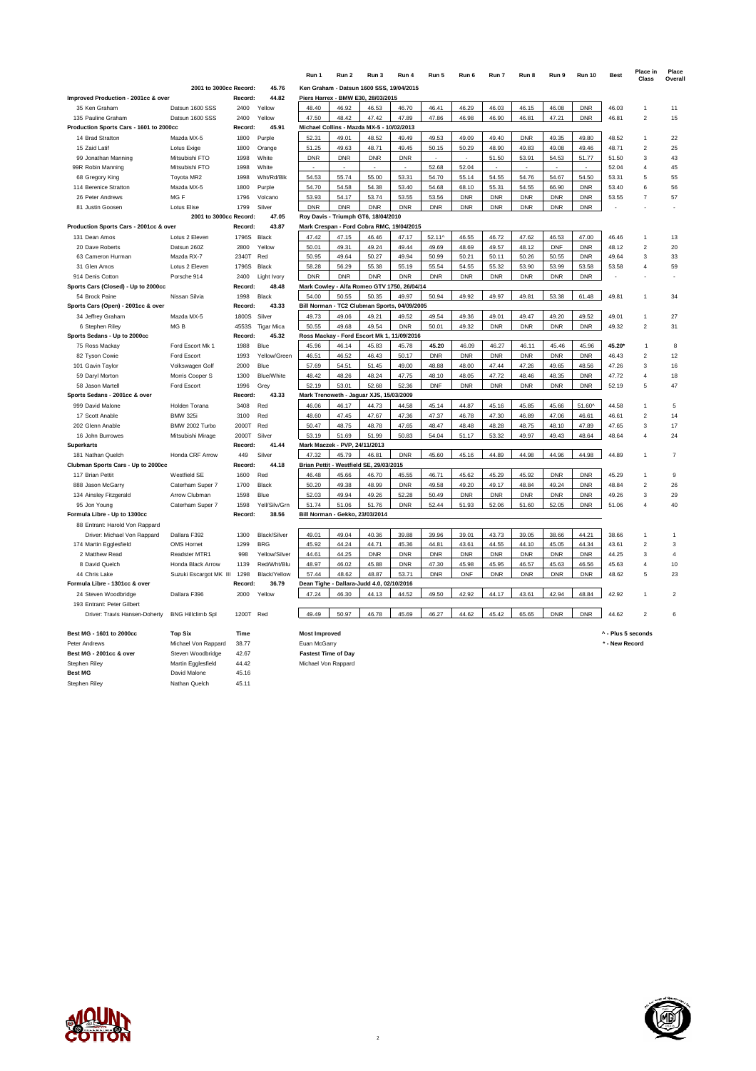| | | | | Run 1 | Run 2 | Run 3 | Run 4 | Run 5 | Run 6 | Run 7 | Run 8 | Run 9 | Run 10 | Best | Place in Class | Place Overall |
|---|---|---|---|---|---|---|---|---|---|---|---|---|---|---|---|---|
| | 2001 to 3000cc Record: | | 45.76 | Ken Graham - Datsun 1600 SSS, 19/04/2015 | | | | | | | | | | | | |
| Improved Production - 2001cc & over | | Record: | 44.82 | Piers Harrex - BMW E30, 28/03/2015 | | | | | | | | | | | | |
| 35 Ken Graham | Datsun 1600 SSS | 2400 | Yellow | 48.40 | 46.92 | 46.53 | 46.70 | 46.41 | 46.29 | 46.03 | 46.15 | 46.08 | DNR | 46.03 | 1 | 11 |
| 135 Pauline Graham | Datsun 1600 SSS | 2400 | Yellow | 47.50 | 48.42 | 47.42 | 47.89 | 47.86 | 46.98 | 46.90 | 46.81 | 47.21 | DNR | 46.81 | 2 | 15 |
| Production Sports Cars - 1601 to 2000cc | | Record: | 45.91 | Michael Collins - Mazda MX-5 - 10/02/2013 | | | | | | | | | | | | |
| 14 Brad Stratton | Mazda MX-5 | 1800 | Purple | 52.31 | 49.01 | 48.52 | 49.49 | 49.53 | 49.09 | 49.40 | DNR | 49.35 | 49.80 | 48.52 | 1 | 22 |
| 15 Zaid Latif | Lotus Exige | 1800 | Orange | 51.25 | 49.63 | 48.71 | 49.45 | 50.15 | 50.29 | 48.90 | 49.83 | 49.08 | 49.46 | 48.71 | 2 | 25 |
| 99 Jonathan Manning | Mitsubishi FTO | 1998 | White | DNR | DNR | DNR | DNR | - | - | 51.50 | 53.91 | 54.53 | 51.77 | 51.50 | 3 | 43 |
| 99R Robin Manning | Mitsubishi FTO | 1998 | White | - | - | - | - | 52.68 | 52.04 | - | - | - | - | 52.04 | 4 | 45 |
| 68 Gregory King | Toyota MR2 | 1998 | Wht/Rd/Blk | 54.53 | 55.74 | 55.00 | 53.31 | 54.70 | 55.14 | 54.55 | 54.76 | 54.67 | 54.50 | 53.31 | 5 | 55 |
| 114 Berenice Stratton | Mazda MX-5 | 1800 | Purple | 54.70 | 54.58 | 54.38 | 53.40 | 54.68 | 68.10 | 55.31 | 54.55 | 66.90 | DNR | 53.40 | 6 | 56 |
| 26 Peter Andrews | MG F | 1796 | Volcano | 53.93 | 54.17 | 53.74 | 53.55 | 53.56 | DNR | DNR | DNR | DNR | DNR | 53.55 | 7 | 57 |
| 81 Justin Goosen | Lotus Elise | 1799 | Silver | DNR | DNR | DNR | DNR | DNR | DNR | DNR | DNR | DNR | DNR | - | - | - |
| | 2001 to 3000cc Record: | | 47.05 | Roy Davis - Triumph GT6, 18/04/2010 | | | | | | | | | | | | |
| Production Sports Cars - 2001cc & over | | Record: | 43.87 | Mark Crespan - Ford Cobra RMC, 19/04/2015 | | | | | | | | | | | | |
| 131 Dean Amos | Lotus 2 Eleven | 1796S | Black | 47.42 | 47.15 | 46.46 | 47.17 | 52.11^ | 46.55 | 46.72 | 47.62 | 46.53 | 47.00 | 46.46 | 1 | 13 |
| 20 Dave Roberts | Datsun 260Z | 2800 | Yellow | 50.01 | 49.31 | 49.24 | 49.44 | 49.69 | 48.69 | 49.57 | 48.12 | DNF | DNR | 48.12 | 2 | 20 |
| 63 Cameron Hurman | Mazda RX-7 | 2340T | Red | 50.95 | 49.64 | 50.27 | 49.94 | 50.99 | 50.21 | 50.11 | 50.26 | 50.55 | DNR | 49.64 | 3 | 33 |
| 31 Glen Amos | Lotus 2 Eleven | 1796S | Black | 58.28 | 56.29 | 55.38 | 55.19 | 55.54 | 54.55 | 55.32 | 53.90 | 53.99 | 53.58 | 53.58 | 4 | 59 |
| 914 Denis Cotton | Porsche 914 | 2400 | Light Ivory | DNR | DNR | DNR | DNR | DNR | DNR | DNR | DNR | DNR | DNR | - | - | - |
| Sports Cars (Closed) - Up to 2000cc | | Record: | 48.48 | Mark Cowley - Alfa Romeo GTV 1750, 26/04/14 | | | | | | | | | | | | |
| 54 Brock Paine | Nissan Silvia | 1998 | Black | 54.00 | 50.55 | 50.35 | 49.97 | 50.94 | 49.92 | 49.97 | 49.81 | 53.38 | 61.48 | 49.81 | 1 | 34 |
| Sports Cars (Open) - 2001cc & over | | Record: | 43.33 | Bill Norman - TC2 Clubman Sports, 04/09/2005 | | | | | | | | | | | | |
| 34 Jeffrey Graham | Mazda MX-5 | 1800S | Silver | 49.73 | 49.06 | 49.21 | 49.52 | 49.54 | 49.36 | 49.01 | 49.47 | 49.20 | 49.52 | 49.01 | 1 | 27 |
| 6 Stephen Riley | MG B | 4553S | Tigar Mica | 50.55 | 49.68 | 49.54 | DNR | 50.01 | 49.32 | DNR | DNR | DNR | DNR | 49.32 | 2 | 31 |
| Sports Sedans - Up to 2000cc | | Record: | 45.32 | Ross Mackay - Ford Escort Mk 1, 11/09/2016 | | | | | | | | | | | | |
| 75 Ross Mackay | Ford Escort Mk 1 | 1988 | Blue | 45.96 | 46.14 | 45.83 | 45.78 | 45.20 | 46.09 | 46.27 | 46.11 | 45.46 | 45.96 | 45.20* | 1 | 8 |
| 82 Tyson Cowie | Ford Escort | 1993 | Yellow/Green | 46.51 | 46.52 | 46.43 | 50.17 | DNR | DNR | DNR | DNR | DNR | DNR | 46.43 | 2 | 12 |
| 101 Gavin Taylor | Volkswagen Golf | 2000 | Blue | 57.69 | 54.51 | 51.45 | 49.00 | 48.88 | 48.00 | 47.44 | 47.26 | 49.65 | 48.56 | 47.26 | 3 | 16 |
| 59 Daryl Morton | Morris Cooper S | 1300 | Blue/White | 48.42 | 48.26 | 48.24 | 47.75 | 48.10 | 48.05 | 47.72 | 48.46 | 48.35 | DNR | 47.72 | 4 | 18 |
| 58 Jason Martell | Ford Escort | 1996 | Grey | 52.19 | 53.01 | 52.68 | 52.36 | DNF | DNR | DNR | DNR | DNR | DNR | 52.19 | 5 | 47 |
| Sports Sedans - 2001cc & over | | Record: | 43.33 | Mark Trenoweth - Jaguar XJS, 15/03/2009 | | | | | | | | | | | | |
| 999 David Malone | Holden Torana | 3408 | Red | 46.06 | 46.17 | 44.73 | 44.58 | 45.14 | 44.87 | 45.16 | 45.85 | 45.66 | 51.60^ | 44.58 | 1 | 5 |
| 17 Scott Anable | BMW 325i | 3100 | Red | 48.60 | 47.45 | 47.67 | 47.36 | 47.37 | 46.78 | 47.30 | 46.89 | 47.06 | 46.61 | 46.61 | 2 | 14 |
| 202 Glenn Anable | BMW 2002 Turbo | 2000T | Red | 50.47 | 48.75 | 48.78 | 47.65 | 48.47 | 48.48 | 48.28 | 48.75 | 48.10 | 47.89 | 47.65 | 3 | 17 |
| 16 John Burrowes | Mitsubishi Mirage | 2000T | Silver | 53.19 | 51.69 | 51.99 | 50.83 | 54.04 | 51.17 | 53.32 | 49.97 | 49.43 | 48.64 | 48.64 | 4 | 24 |
| Superkarts | | Record: | 41.44 | Mark Maczek - PVP, 24/11/2013 | | | | | | | | | | | | |
| 181 Nathan Quelch | Honda CRF Arrow | 449 | Silver | 47.32 | 45.79 | 46.81 | DNR | 45.60 | 45.16 | 44.89 | 44.98 | 44.96 | 44.98 | 44.89 | 1 | 7 |
| Clubman Sports Cars - Up to 2000cc | | Record: | 44.18 | Brian Pettit - Westfield SE, 29/03/2015 | | | | | | | | | | | | |
| 117 Brian Pettit | Westfield SE | 1600 | Red | 46.48 | 45.66 | 46.70 | 45.55 | 46.71 | 45.62 | 45.29 | 45.92 | DNR | DNR | 45.29 | 1 | 9 |
| 888 Jason McGarry | Caterham Super 7 | 1700 | Black | 50.20 | 49.38 | 48.99 | DNR | 49.58 | 49.20 | 49.17 | 48.84 | 49.24 | DNR | 48.84 | 2 | 26 |
| 134 Ainsley Fitzgerald | Arrow Clubman | 1598 | Blue | 52.03 | 49.94 | 49.26 | 52.28 | 50.49 | DNR | DNR | DNR | DNR | DNR | 49.26 | 3 | 29 |
| 95 Jon Young | Caterham Super 7 | 1598 | Yell/Silv/Grn | 51.74 | 51.06 | 51.76 | DNR | 52.44 | 51.93 | 52.06 | 51.60 | 52.05 | DNR | 51.06 | 4 | 40 |
| Formula Libre - Up to 1300cc | | Record: | 38.56 | Bill Norman - Gekko, 23/03/2014 | | | | | | | | | | | | |
| 88 Entrant: Harold Von Rappard | | | | | | | | | | | | | | | | |
| Driver: Michael Von Rappard | Dallara F392 | 1300 | Black/Silver | 49.01 | 49.04 | 40.36 | 39.88 | 39.96 | 39.01 | 43.73 | 39.05 | 38.66 | 44.21 | 38.66 | 1 | 1 |
| 174 Martin Egglesfield | OMS Hornet | 1299 | BRG | 45.92 | 44.24 | 44.71 | 45.36 | 44.81 | 43.61 | 44.55 | 44.10 | 45.05 | 44.34 | 43.61 | 2 | 3 |
| 2 Matthew Read | Readster MTR1 | 998 | Yellow/Silver | 44.61 | 44.25 | DNR | DNR | DNR | DNR | DNR | DNR | DNR | DNR | 44.25 | 3 | 4 |
| 8 David Quelch | Honda Black Arrow | 1139 | Red/Wht/Blu | 48.97 | 46.02 | 45.88 | DNR | 47.30 | 45.98 | 45.95 | 46.57 | 45.63 | 46.56 | 45.63 | 4 | 10 |
| 44 Chris Lake | Suzuki Escargot MK III | 1298 | Black/Yellow | 57.44 | 48.62 | 48.87 | 53.71 | DNR | DNF | DNR | DNR | DNR | DNR | 48.62 | 5 | 23 |
| Formula Libre - 1301cc & over | | Record: | 36.79 | Dean Tighe - Dallara-Judd 4.0, 02/10/2016 | | | | | | | | | | | | |
| 24 Steven Woodbridge | Dallara F396 | 2000 | Yellow | 47.24 | 46.30 | 44.13 | 44.52 | 49.50 | 42.92 | 44.17 | 43.61 | 42.94 | 48.84 | 42.92 | 1 | 2 |
| 193 Entrant: Peter Gilbert | | | | | | | | | | | | | | | | |
| Driver: Travis Hansen-Doherty | BNG Hillclimb Spl | 1200T | Red | 49.49 | 50.97 | 46.78 | 45.69 | 46.27 | 44.62 | 45.42 | 65.65 | DNR | DNR | 44.62 | 2 | 6 |

| Best MG - 1601 to 2000cc | Top Six | Time | Most Improved |
|---|---|---|---|
| Peter Andrews | Michael Von Rappard | 38.77 | Euan McGarry |
| Best MG - 2001cc & over | Steven Woodbridge | 42.67 | Fastest Time of Day |
| Stephen Riley | Martin Egglesfield | 44.42 | Michael Von Rappard |
| Best MG | David Malone | 45.16 | |
| Stephen Riley | Nathan Quelch | 45.11 | |

^ - Plus 5 seconds

\* - New Record